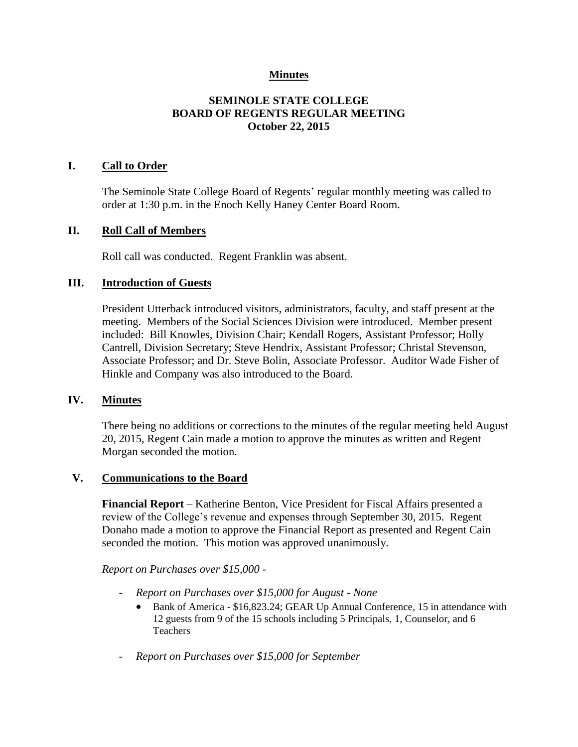**Minutes**

# SEMINOLE STATE COLLEGE BOARD OF REGENTS REGULAR MEETING October 22, 2015

## I. Call to Order

The Seminole State College Board of Regents' regular monthly meeting was called to order at 1:30 p.m. in the Enoch Kelly Haney Center Board Room.

## II. Roll Call of Members

Roll call was conducted. Regent Franklin was absent.

## III. Introduction of Guests

President Utterback introduced visitors, administrators, faculty, and staff present at the meeting. Members of the Social Sciences Division were introduced. Member present included: Bill Knowles, Division Chair; Kendall Rogers, Assistant Professor; Holly Cantrell, Division Secretary; Steve Hendrix, Assistant Professor; Christal Stevenson, Associate Professor; and Dr. Steve Bolin, Associate Professor. Auditor Wade Fisher of Hinkle and Company was also introduced to the Board.

## IV. Minutes

There being no additions or corrections to the minutes of the regular meeting held August 20, 2015, Regent Cain made a motion to approve the minutes as written and Regent Morgan seconded the motion.

## V. Communications to the Board

**Financial Report** – Katherine Benton, Vice President for Fiscal Affairs presented a review of the College's revenue and expenses through September 30, 2015. Regent Donaho made a motion to approve the Financial Report as presented and Regent Cain seconded the motion. This motion was approved unanimously.

*Report on Purchases over $15,000 -*

- *Report on Purchases over $15,000 for August - None*
  - Bank of America - $16,823.24; GEAR Up Annual Conference, 15 in attendance with 12 guests from 9 of the 15 schools including 5 Principals, 1, Counselor, and 6 Teachers
- *Report on Purchases over $15,000 for September*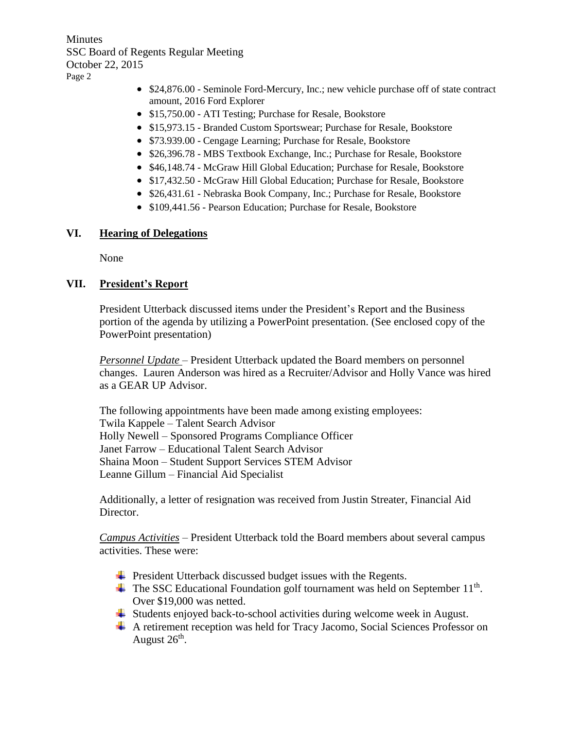- \$24,876.00 - Seminole Ford-Mercury, Inc.; new vehicle purchase off of state contract amount, 2016 Ford Explorer
- \$15,750.00 - ATI Testing; Purchase for Resale, Bookstore
- \$15,973.15 - Branded Custom Sportswear; Purchase for Resale, Bookstore
- \$73.939.00 - Cengage Learning; Purchase for Resale, Bookstore
- \$26,396.78 - MBS Textbook Exchange, Inc.; Purchase for Resale, Bookstore
- \$46,148.74 - McGraw Hill Global Education; Purchase for Resale, Bookstore
- \$17,432.50 - McGraw Hill Global Education; Purchase for Resale, Bookstore
- \$26,431.61 - Nebraska Book Company, Inc.; Purchase for Resale, Bookstore
- \$109,441.56 - Pearson Education; Purchase for Resale, Bookstore

## VI. Hearing of Delegations

None

## VII. President's Report

President Utterback discussed items under the President's Report and the Business portion of the agenda by utilizing a PowerPoint presentation. (See enclosed copy of the PowerPoint presentation)

*Personnel Update* – President Utterback updated the Board members on personnel changes. Lauren Anderson was hired as a Recruiter/Advisor and Holly Vance was hired as a GEAR UP Advisor.

The following appointments have been made among existing employees:
Twila Kappele – Talent Search Advisor
Holly Newell – Sponsored Programs Compliance Officer
Janet Farrow – Educational Talent Search Advisor
Shaina Moon – Student Support Services STEM Advisor
Leanne Gillum – Financial Aid Specialist

Additionally, a letter of resignation was received from Justin Streater, Financial Aid Director.

*Campus Activities* – President Utterback told the Board members about several campus activities. These were:

- President Utterback discussed budget issues with the Regents.
- The SSC Educational Foundation golf tournament was held on September 11th. Over \$19,000 was netted.
- Students enjoyed back-to-school activities during welcome week in August.
- A retirement reception was held for Tracy Jacomo, Social Sciences Professor on August 26th.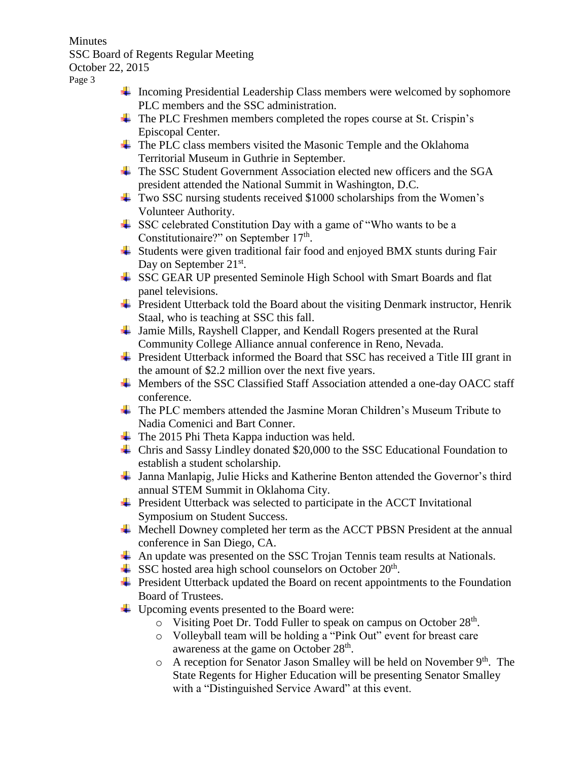- Incoming Presidential Leadership Class members were welcomed by sophomore PLC members and the SSC administration.
- The PLC Freshmen members completed the ropes course at St. Crispin's Episcopal Center.
- The PLC class members visited the Masonic Temple and the Oklahoma Territorial Museum in Guthrie in September.
- The SSC Student Government Association elected new officers and the SGA president attended the National Summit in Washington, D.C.
- Two SSC nursing students received $1000 scholarships from the Women's Volunteer Authority.
- SSC celebrated Constitution Day with a game of "Who wants to be a Constitutionaire?" on September 17th.
- Students were given traditional fair food and enjoyed BMX stunts during Fair Day on September 21st.
- SSC GEAR UP presented Seminole High School with Smart Boards and flat panel televisions.
- President Utterback told the Board about the visiting Denmark instructor, Henrik Staal, who is teaching at SSC this fall.
- Jamie Mills, Rayshell Clapper, and Kendall Rogers presented at the Rural Community College Alliance annual conference in Reno, Nevada.
- President Utterback informed the Board that SSC has received a Title III grant in the amount of $2.2 million over the next five years.
- Members of the SSC Classified Staff Association attended a one-day OACC staff conference.
- The PLC members attended the Jasmine Moran Children's Museum Tribute to Nadia Comenici and Bart Conner.
- The 2015 Phi Theta Kappa induction was held.
- Chris and Sassy Lindley donated $20,000 to the SSC Educational Foundation to establish a student scholarship.
- Janna Manlapig, Julie Hicks and Katherine Benton attended the Governor's third annual STEM Summit in Oklahoma City.
- President Utterback was selected to participate in the ACCT Invitational Symposium on Student Success.
- Mechell Downey completed her term as the ACCT PBSN President at the annual conference in San Diego, CA.
- An update was presented on the SSC Trojan Tennis team results at Nationals.
- SSC hosted area high school counselors on October 20th.
- President Utterback updated the Board on recent appointments to the Foundation Board of Trustees.
- Upcoming events presented to the Board were:
  - Visiting Poet Dr. Todd Fuller to speak on campus on October 28th.
  - Volleyball team will be holding a "Pink Out" event for breast care awareness at the game on October 28th.
  - A reception for Senator Jason Smalley will be held on November 9th. The State Regents for Higher Education will be presenting Senator Smalley with a "Distinguished Service Award" at this event.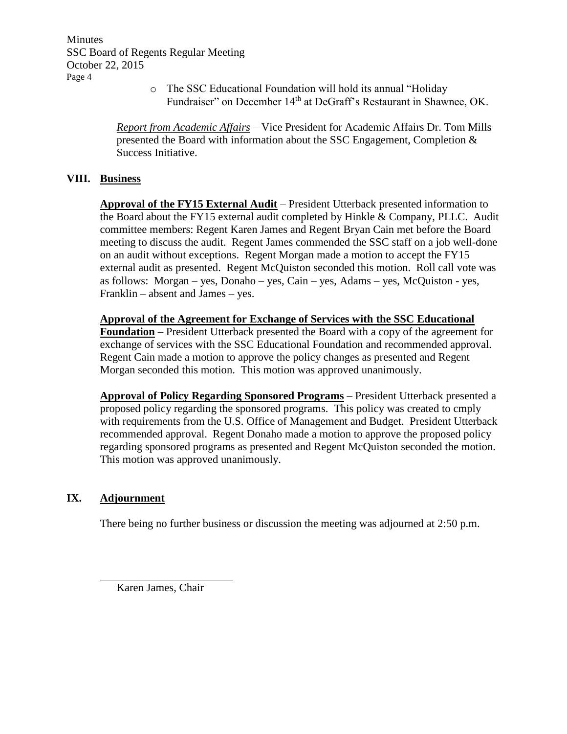- The SSC Educational Foundation will hold its annual "Holiday Fundraiser" on December 14th at DeGraff's Restaurant in Shawnee, OK.

*Report from Academic Affairs* – Vice President for Academic Affairs Dr. Tom Mills presented the Board with information about the SSC Engagement, Completion & Success Initiative.

## VIII. Business

**Approval of the FY15 External Audit** – President Utterback presented information to the Board about the FY15 external audit completed by Hinkle & Company, PLLC. Audit committee members: Regent Karen James and Regent Bryan Cain met before the Board meeting to discuss the audit. Regent James commended the SSC staff on a job well-done on an audit without exceptions. Regent Morgan made a motion to accept the FY15 external audit as presented. Regent McQuiston seconded this motion. Roll call vote was as follows: Morgan – yes, Donaho – yes, Cain – yes, Adams – yes, McQuiston - yes, Franklin – absent and James – yes.

**Approval of the Agreement for Exchange of Services with the SSC Educational Foundation** – President Utterback presented the Board with a copy of the agreement for exchange of services with the SSC Educational Foundation and recommended approval. Regent Cain made a motion to approve the policy changes as presented and Regent Morgan seconded this motion. This motion was approved unanimously.

**Approval of Policy Regarding Sponsored Programs** – President Utterback presented a proposed policy regarding the sponsored programs. This policy was created to cmply with requirements from the U.S. Office of Management and Budget. President Utterback recommended approval. Regent Donaho made a motion to approve the proposed policy regarding sponsored programs as presented and Regent McQuiston seconded the motion. This motion was approved unanimously.

## IX. Adjournment

There being no further business or discussion the meeting was adjourned at 2:50 p.m.

Karen James, Chair